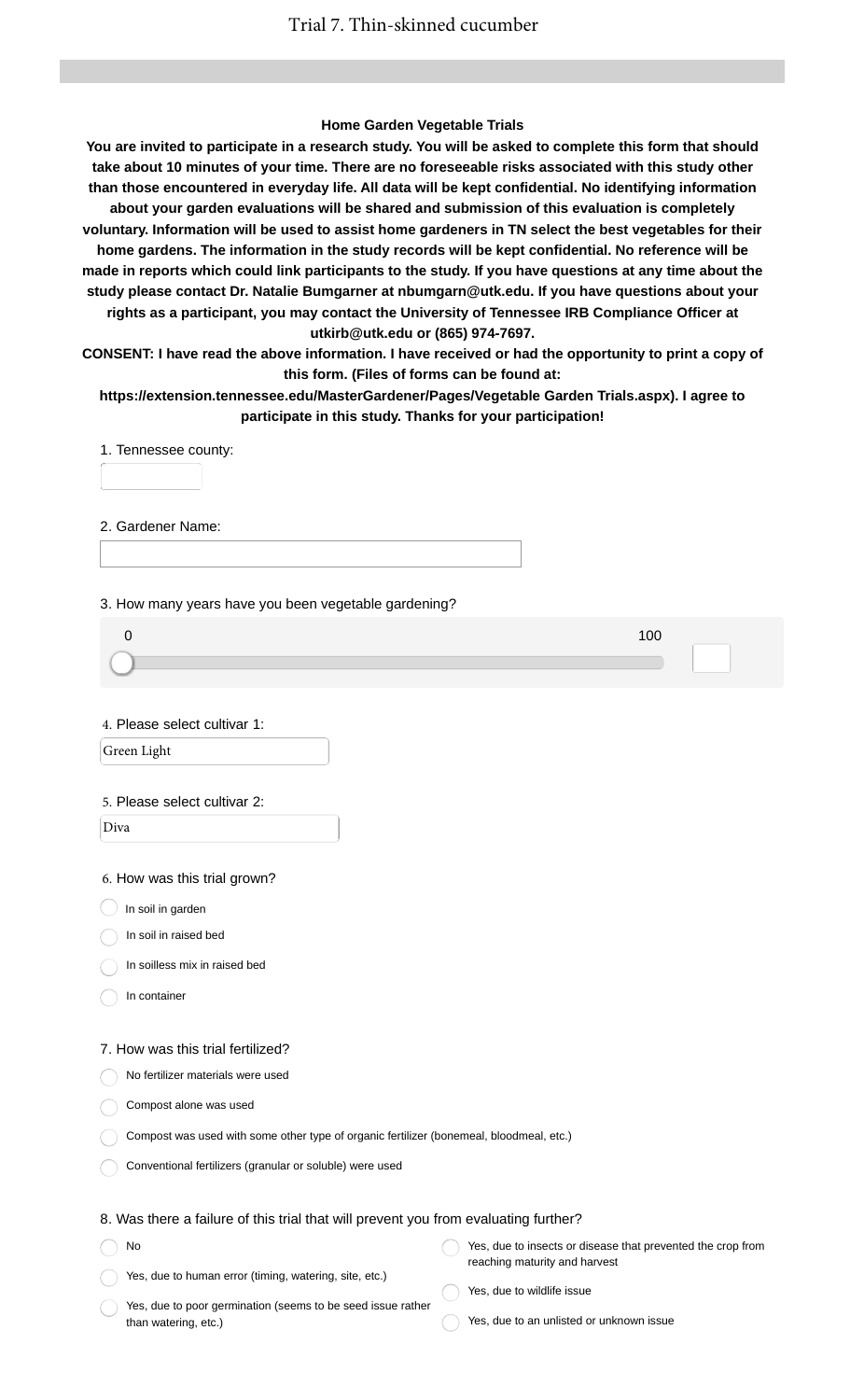# Trial 7. Thin-skinned cucumber

### Home Garden Vegetable Trials

**You are invited to participate in a research study. You will be asked to complete this form that should take about 10 minutes of your time. There are no foreseeable risks associated with this study other than those encountered in everyday life. All data will be kept confidential. No identifying information about your garden evaluations will be shared and submission of this evaluation is completely voluntary. Information will be used to assist home gardeners in TN select the best vegetables for their home gardens. The information in the study records will be kept confidential. No reference will be made in reports which could link participants to the study. If you have questions at any time about the study please contact Dr. Natalie Bumgarner at nbumgarn@utk.edu. If you have questions about your rights as a participant, you may contact the University of Tennessee IRB Compliance Officer at utkirb@utk.edu or (865) 974-7697.**

**CONSENT: I have read the above information. I have received or had the opportunity to print a copy of this form. (Files of forms can be found at: https://extension.tennessee.edu/MasterGardener/Pages/Vegetable Garden Trials.aspx). I agree to participate in this study. Thanks for your participation!**

1. Tennessee county:

2. Gardener Name:

3. How many years have you been vegetable gardening?

0 — 100

4. Please select cultivar 1:

Green Light

5. Please select cultivar 2:

Diva

6. How was this trial grown?

- In soil in garden
- In soil in raised bed
- In soilless mix in raised bed
- In container

7. How was this trial fertilized?

- No fertilizer materials were used
- Compost alone was used
- Compost was used with some other type of organic fertilizer (bonemeal, bloodmeal, etc.)
- Conventional fertilizers (granular or soluble) were used

8. Was there a failure of this trial that will prevent you from evaluating further?

- No
- Yes, due to human error (timing, watering, site, etc.)
- Yes, due to poor germination (seems to be seed issue rather than watering, etc.)
- Yes, due to insects or disease that prevented the crop from reaching maturity and harvest
- Yes, due to wildlife issue
- Yes, due to an unlisted or unknown issue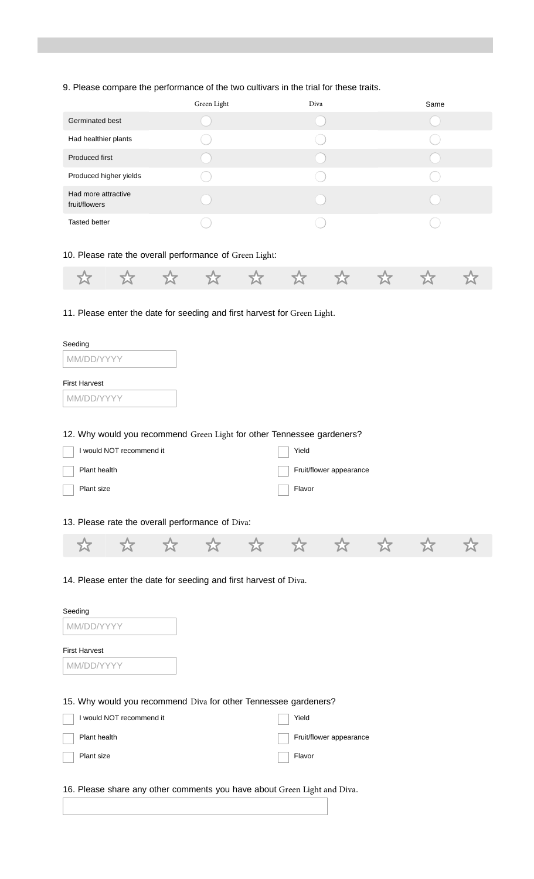9. Please compare the performance of the two cultivars in the trial for these traits.

| | Green Light | Diva | Same |
|---|---|---|---|
| Germinated best | ◯ | ◯ | ◯ |
| Had healthier plants | ◯ | ◯ | ◯ |
| Produced first | ◯ | ◯ | ◯ |
| Produced higher yields | ◯ | ◯ | ◯ |
| Had more attractive fruit/flowers | ◯ | ◯ | ◯ |
| Tasted better | ◯ | ◯ | ◯ |

10. Please rate the overall performance of Green Light:

☆ ☆ ☆ ☆ ☆ ☆ ☆ ☆ ☆ ☆

11. Please enter the date for seeding and first harvest for Green Light.

Seeding

MM/DD/YYYY

First Harvest

MM/DD/YYYY

12. Why would you recommend Green Light for other Tennessee gardeners?

- ☐ I would NOT recommend it
- ☐ Plant health
- ☐ Plant size
- ☐ Yield
- ☐ Fruit/flower appearance
- ☐ Flavor

13. Please rate the overall performance of Diva:

☆ ☆ ☆ ☆ ☆ ☆ ☆ ☆ ☆ ☆

14. Please enter the date for seeding and first harvest of Diva.

Seeding

MM/DD/YYYY

First Harvest

MM/DD/YYYY

15. Why would you recommend Diva for other Tennessee gardeners?

- ☐ I would NOT recommend it
- ☐ Plant health
- ☐ Plant size
- ☐ Yield
- ☐ Fruit/flower appearance
- ☐ Flavor

16. Please share any other comments you have about Green Light and Diva.